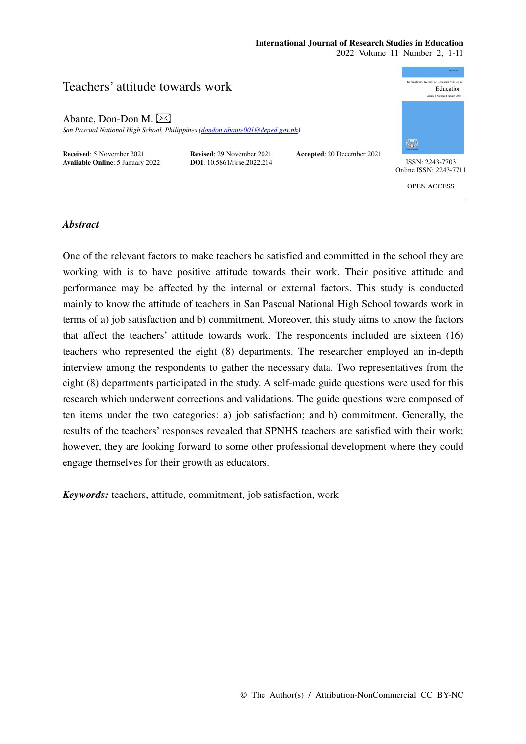International Journal of Research Studies in Education
2022 Volume 11 Number 2, 1-11

# Teachers' attitude towards work

Abante, Don-Don M.

*San Pascual National High School, Philippines (dondon.abante001@deped.gov.ph)*

**Received**: 5 November 2021 **Revised**: 29 November 2021 **Accepted**: 20 December 2021
**Available Online**: 5 January 2022 **DOI**: 10.5861/ijrse.2022.214

ISSN: 2243-7703
Online ISSN: 2243-7711

OPEN ACCESS

## *Abstract*

One of the relevant factors to make teachers be satisfied and committed in the school they are working with is to have positive attitude towards their work. Their positive attitude and performance may be affected by the internal or external factors. This study is conducted mainly to know the attitude of teachers in San Pascual National High School towards work in terms of a) job satisfaction and b) commitment. Moreover, this study aims to know the factors that affect the teachers' attitude towards work. The respondents included are sixteen (16) teachers who represented the eight (8) departments. The researcher employed an in-depth interview among the respondents to gather the necessary data. Two representatives from the eight (8) departments participated in the study. A self-made guide questions were used for this research which underwent corrections and validations. The guide questions were composed of ten items under the two categories: a) job satisfaction; and b) commitment. Generally, the results of the teachers' responses revealed that SPNHS teachers are satisfied with their work; however, they are looking forward to some other professional development where they could engage themselves for their growth as educators.

***Keywords:*** teachers, attitude, commitment, job satisfaction, work

© The Author(s) / Attribution-NonCommercial CC BY-NC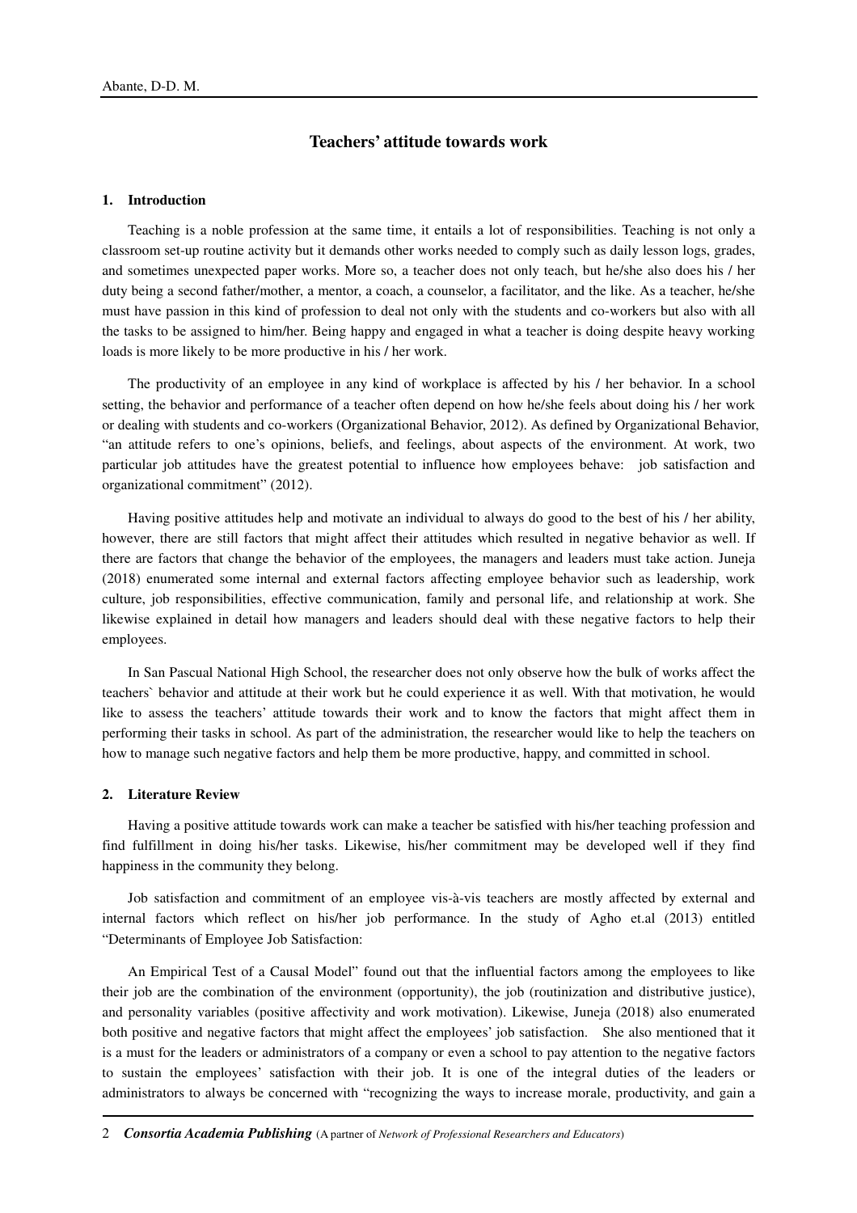# Teachers' attitude towards work

## 1. Introduction

Teaching is a noble profession at the same time, it entails a lot of responsibilities. Teaching is not only a classroom set-up routine activity but it demands other works needed to comply such as daily lesson logs, grades, and sometimes unexpected paper works. More so, a teacher does not only teach, but he/she also does his / her duty being a second father/mother, a mentor, a coach, a counselor, a facilitator, and the like. As a teacher, he/she must have passion in this kind of profession to deal not only with the students and co-workers but also with all the tasks to be assigned to him/her. Being happy and engaged in what a teacher is doing despite heavy working loads is more likely to be more productive in his / her work.

The productivity of an employee in any kind of workplace is affected by his / her behavior. In a school setting, the behavior and performance of a teacher often depend on how he/she feels about doing his / her work or dealing with students and co-workers (Organizational Behavior, 2012). As defined by Organizational Behavior, "an attitude refers to one's opinions, beliefs, and feelings, about aspects of the environment. At work, two particular job attitudes have the greatest potential to influence how employees behave: job satisfaction and organizational commitment" (2012).

Having positive attitudes help and motivate an individual to always do good to the best of his / her ability, however, there are still factors that might affect their attitudes which resulted in negative behavior as well. If there are factors that change the behavior of the employees, the managers and leaders must take action. Juneja (2018) enumerated some internal and external factors affecting employee behavior such as leadership, work culture, job responsibilities, effective communication, family and personal life, and relationship at work. She likewise explained in detail how managers and leaders should deal with these negative factors to help their employees.

In San Pascual National High School, the researcher does not only observe how the bulk of works affect the teachers` behavior and attitude at their work but he could experience it as well. With that motivation, he would like to assess the teachers' attitude towards their work and to know the factors that might affect them in performing their tasks in school. As part of the administration, the researcher would like to help the teachers on how to manage such negative factors and help them be more productive, happy, and committed in school.

## 2. Literature Review

Having a positive attitude towards work can make a teacher be satisfied with his/her teaching profession and find fulfillment in doing his/her tasks. Likewise, his/her commitment may be developed well if they find happiness in the community they belong.

Job satisfaction and commitment of an employee vis-à-vis teachers are mostly affected by external and internal factors which reflect on his/her job performance. In the study of Agho et.al (2013) entitled "Determinants of Employee Job Satisfaction:

An Empirical Test of a Causal Model" found out that the influential factors among the employees to like their job are the combination of the environment (opportunity), the job (routinization and distributive justice), and personality variables (positive affectivity and work motivation). Likewise, Juneja (2018) also enumerated both positive and negative factors that might affect the employees' job satisfaction. She also mentioned that it is a must for the leaders or administrators of a company or even a school to pay attention to the negative factors to sustain the employees' satisfaction with their job. It is one of the integral duties of the leaders or administrators to always be concerned with "recognizing the ways to increase morale, productivity, and gain a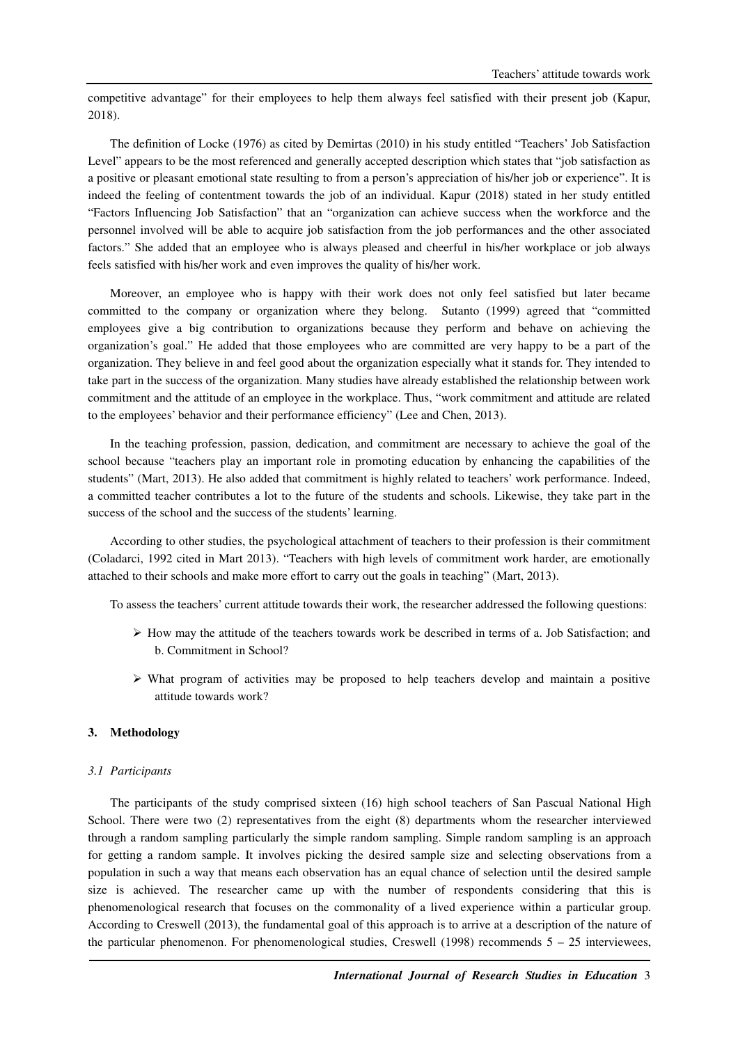competitive advantage" for their employees to help them always feel satisfied with their present job (Kapur, 2018).

The definition of Locke (1976) as cited by Demirtas (2010) in his study entitled "Teachers' Job Satisfaction Level" appears to be the most referenced and generally accepted description which states that "job satisfaction as a positive or pleasant emotional state resulting to from a person's appreciation of his/her job or experience". It is indeed the feeling of contentment towards the job of an individual. Kapur (2018) stated in her study entitled "Factors Influencing Job Satisfaction" that an "organization can achieve success when the workforce and the personnel involved will be able to acquire job satisfaction from the job performances and the other associated factors." She added that an employee who is always pleased and cheerful in his/her workplace or job always feels satisfied with his/her work and even improves the quality of his/her work.

Moreover, an employee who is happy with their work does not only feel satisfied but later became committed to the company or organization where they belong. Sutanto (1999) agreed that "committed employees give a big contribution to organizations because they perform and behave on achieving the organization's goal." He added that those employees who are committed are very happy to be a part of the organization. They believe in and feel good about the organization especially what it stands for. They intended to take part in the success of the organization. Many studies have already established the relationship between work commitment and the attitude of an employee in the workplace. Thus, "work commitment and attitude are related to the employees' behavior and their performance efficiency" (Lee and Chen, 2013).

In the teaching profession, passion, dedication, and commitment are necessary to achieve the goal of the school because "teachers play an important role in promoting education by enhancing the capabilities of the students" (Mart, 2013). He also added that commitment is highly related to teachers' work performance. Indeed, a committed teacher contributes a lot to the future of the students and schools. Likewise, they take part in the success of the school and the success of the students' learning.

According to other studies, the psychological attachment of teachers to their profession is their commitment (Coladarci, 1992 cited in Mart 2013). "Teachers with high levels of commitment work harder, are emotionally attached to their schools and make more effort to carry out the goals in teaching" (Mart, 2013).

To assess the teachers' current attitude towards their work, the researcher addressed the following questions:

- How may the attitude of the teachers towards work be described in terms of a. Job Satisfaction; and b. Commitment in School?
- What program of activities may be proposed to help teachers develop and maintain a positive attitude towards work?

## 3. Methodology

### *3.1 Participants*

The participants of the study comprised sixteen (16) high school teachers of San Pascual National High School. There were two (2) representatives from the eight (8) departments whom the researcher interviewed through a random sampling particularly the simple random sampling. Simple random sampling is an approach for getting a random sample. It involves picking the desired sample size and selecting observations from a population in such a way that means each observation has an equal chance of selection until the desired sample size is achieved. The researcher came up with the number of respondents considering that this is phenomenological research that focuses on the commonality of a lived experience within a particular group. According to Creswell (2013), the fundamental goal of this approach is to arrive at a description of the nature of the particular phenomenon. For phenomenological studies, Creswell (1998) recommends 5 – 25 interviewees,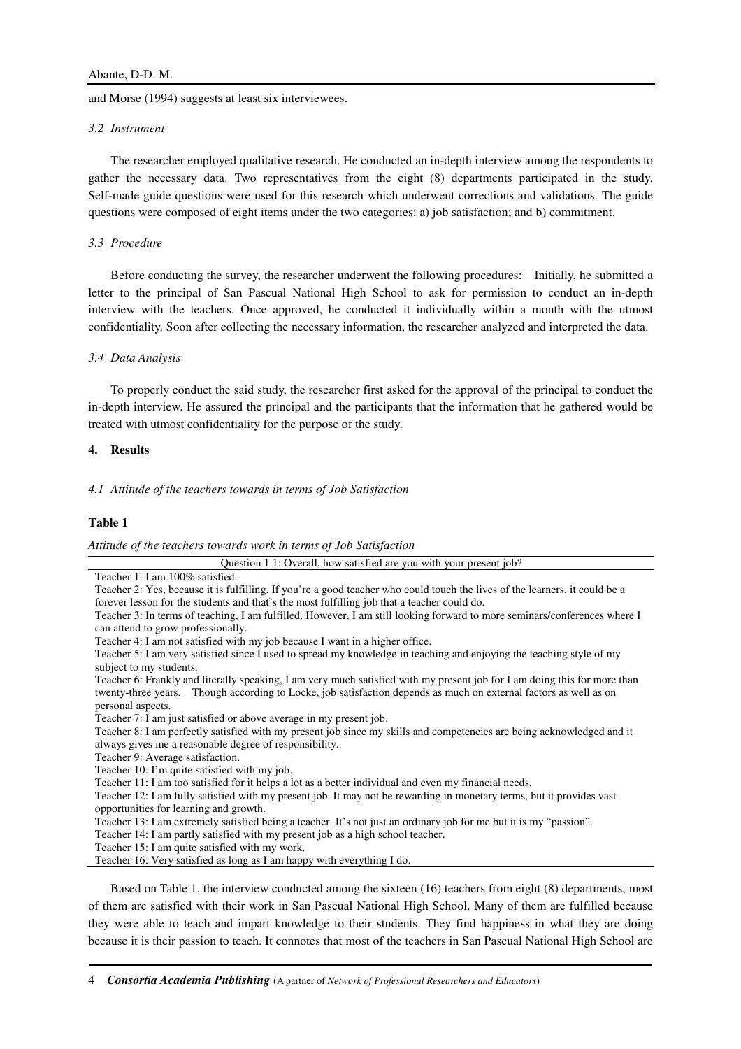and Morse (1994) suggests at least six interviewees.

### *3.2 Instrument*

The researcher employed qualitative research. He conducted an in-depth interview among the respondents to gather the necessary data. Two representatives from the eight (8) departments participated in the study. Self-made guide questions were used for this research which underwent corrections and validations. The guide questions were composed of eight items under the two categories: a) job satisfaction; and b) commitment.

### *3.3 Procedure*

Before conducting the survey, the researcher underwent the following procedures: Initially, he submitted a letter to the principal of San Pascual National High School to ask for permission to conduct an in-depth interview with the teachers. Once approved, he conducted it individually within a month with the utmost confidentiality. Soon after collecting the necessary information, the researcher analyzed and interpreted the data.

### *3.4 Data Analysis*

To properly conduct the said study, the researcher first asked for the approval of the principal to conduct the in-depth interview. He assured the principal and the participants that the information that he gathered would be treated with utmost confidentiality for the purpose of the study.

## 4. Results

### *4.1 Attitude of the teachers towards in terms of Job Satisfaction*

**Table 1**

*Attitude of the teachers towards work in terms of Job Satisfaction*

| Question 1.1: Overall, how satisfied are you with your present job? |
| --- |
| Teacher 1: I am 100% satisfied. |
| Teacher 2: Yes, because it is fulfilling. If you're a good teacher who could touch the lives of the learners, it could be a forever lesson for the students and that`s the most fulfilling job that a teacher could do. |
| Teacher 3: In terms of teaching, I am fulfilled. However, I am still looking forward to more seminars/conferences where I can attend to grow professionally. |
| Teacher 4: I am not satisfied with my job because I want in a higher office. |
| Teacher 5: I am very satisfied since I used to spread my knowledge in teaching and enjoying the teaching style of my subject to my students. |
| Teacher 6: Frankly and literally speaking, I am very much satisfied with my present job for I am doing this for more than twenty-three years. Though according to Locke, job satisfaction depends as much on external factors as well as on personal aspects. |
| Teacher 7: I am just satisfied or above average in my present job. |
| Teacher 8: I am perfectly satisfied with my present job since my skills and competencies are being acknowledged and it always gives me a reasonable degree of responsibility. |
| Teacher 9: Average satisfaction. |
| Teacher 10: I'm quite satisfied with my job. |
| Teacher 11: I am too satisfied for it helps a lot as a better individual and even my financial needs. |
| Teacher 12: I am fully satisfied with my present job. It may not be rewarding in monetary terms, but it provides vast opportunities for learning and growth. |
| Teacher 13: I am extremely satisfied being a teacher. It's not just an ordinary job for me but it is my "passion". |
| Teacher 14: I am partly satisfied with my present job as a high school teacher. |
| Teacher 15: I am quite satisfied with my work. |
| Teacher 16: Very satisfied as long as I am happy with everything I do. |

Based on Table 1, the interview conducted among the sixteen (16) teachers from eight (8) departments, most of them are satisfied with their work in San Pascual National High School. Many of them are fulfilled because they were able to teach and impart knowledge to their students. They find happiness in what they are doing because it is their passion to teach. It connotes that most of the teachers in San Pascual National High School are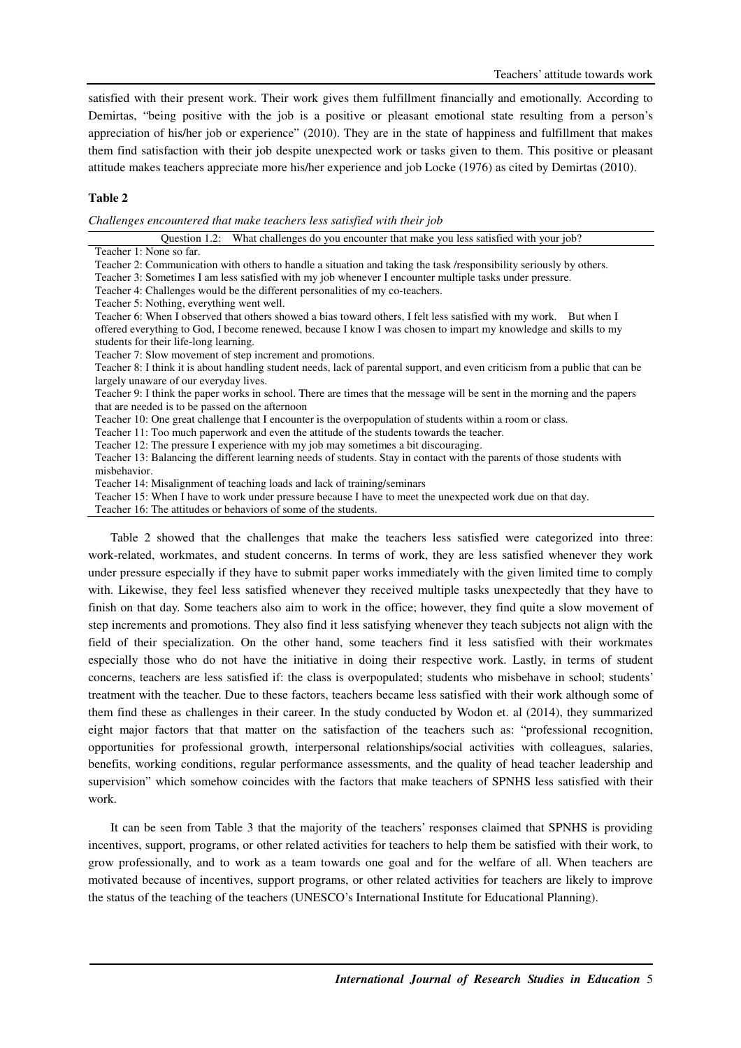satisfied with their present work. Their work gives them fulfillment financially and emotionally. According to Demirtas, "being positive with the job is a positive or pleasant emotional state resulting from a person's appreciation of his/her job or experience" (2010). They are in the state of happiness and fulfillment that makes them find satisfaction with their job despite unexpected work or tasks given to them. This positive or pleasant attitude makes teachers appreciate more his/her experience and job Locke (1976) as cited by Demirtas (2010).

**Table 2**

*Challenges encountered that make teachers less satisfied with their job*

| Question 1.2: What challenges do you encounter that make you less satisfied with your job? |
|---|
| Teacher 1: None so far. |
| Teacher 2: Communication with others to handle a situation and taking the task /responsibility seriously by others. |
| Teacher 3: Sometimes I am less satisfied with my job whenever I encounter multiple tasks under pressure. |
| Teacher 4: Challenges would be the different personalities of my co-teachers. |
| Teacher 5: Nothing, everything went well. |
| Teacher 6: When I observed that others showed a bias toward others, I felt less satisfied with my work. But when I offered everything to God, I become renewed, because I know I was chosen to impart my knowledge and skills to my students for their life-long learning. |
| Teacher 7: Slow movement of step increment and promotions. |
| Teacher 8: I think it is about handling student needs, lack of parental support, and even criticism from a public that can be largely unaware of our everyday lives. |
| Teacher 9: I think the paper works in school. There are times that the message will be sent in the morning and the papers that are needed is to be passed on the afternoon |
| Teacher 10: One great challenge that I encounter is the overpopulation of students within a room or class. |
| Teacher 11: Too much paperwork and even the attitude of the students towards the teacher. |
| Teacher 12: The pressure I experience with my job may sometimes a bit discouraging. |
| Teacher 13: Balancing the different learning needs of students. Stay in contact with the parents of those students with misbehavior. |
| Teacher 14: Misalignment of teaching loads and lack of training/seminars |
| Teacher 15: When I have to work under pressure because I have to meet the unexpected work due on that day. |
| Teacher 16: The attitudes or behaviors of some of the students. |

Table 2 showed that the challenges that make the teachers less satisfied were categorized into three: work-related, workmates, and student concerns. In terms of work, they are less satisfied whenever they work under pressure especially if they have to submit paper works immediately with the given limited time to comply with. Likewise, they feel less satisfied whenever they received multiple tasks unexpectedly that they have to finish on that day. Some teachers also aim to work in the office; however, they find quite a slow movement of step increments and promotions. They also find it less satisfying whenever they teach subjects not align with the field of their specialization. On the other hand, some teachers find it less satisfied with their workmates especially those who do not have the initiative in doing their respective work. Lastly, in terms of student concerns, teachers are less satisfied if: the class is overpopulated; students who misbehave in school; students' treatment with the teacher. Due to these factors, teachers became less satisfied with their work although some of them find these as challenges in their career. In the study conducted by Wodon et. al (2014), they summarized eight major factors that that matter on the satisfaction of the teachers such as: "professional recognition, opportunities for professional growth, interpersonal relationships/social activities with colleagues, salaries, benefits, working conditions, regular performance assessments, and the quality of head teacher leadership and supervision" which somehow coincides with the factors that make teachers of SPNHS less satisfied with their work.

It can be seen from Table 3 that the majority of the teachers' responses claimed that SPNHS is providing incentives, support, programs, or other related activities for teachers to help them be satisfied with their work, to grow professionally, and to work as a team towards one goal and for the welfare of all. When teachers are motivated because of incentives, support programs, or other related activities for teachers are likely to improve the status of the teaching of the teachers (UNESCO's International Institute for Educational Planning).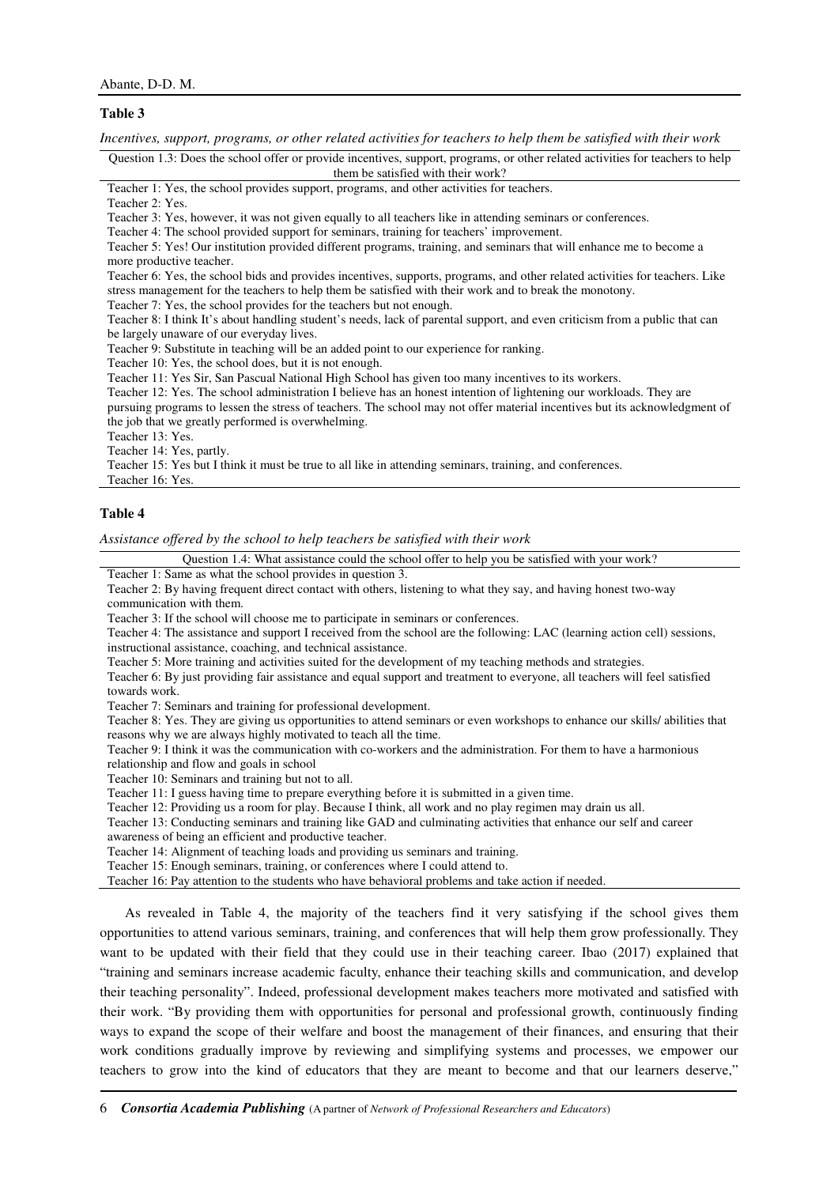**Table 3**

*Incentives, support, programs, or other related activities for teachers to help them be satisfied with their work*

| Question 1.3: Does the school offer or provide incentives, support, programs, or other related activities for teachers to help them be satisfied with their work? |
|---|
| Teacher 1: Yes, the school provides support, programs, and other activities for teachers. |
| Teacher 2: Yes. |
| Teacher 3: Yes, however, it was not given equally to all teachers like in attending seminars or conferences. |
| Teacher 4: The school provided support for seminars, training for teachers' improvement. |
| Teacher 5: Yes! Our institution provided different programs, training, and seminars that will enhance me to become a more productive teacher. |
| Teacher 6: Yes, the school bids and provides incentives, supports, programs, and other related activities for teachers. Like stress management for the teachers to help them be satisfied with their work and to break the monotony. |
| Teacher 7: Yes, the school provides for the teachers but not enough. |
| Teacher 8: I think It's about handling student's needs, lack of parental support, and even criticism from a public that can be largely unaware of our everyday lives. |
| Teacher 9: Substitute in teaching will be an added point to our experience for ranking. |
| Teacher 10: Yes, the school does, but it is not enough. |
| Teacher 11: Yes Sir, San Pascual National High School has given too many incentives to its workers. |
| Teacher 12: Yes. The school administration I believe has an honest intention of lightening our workloads. They are pursuing programs to lessen the stress of teachers. The school may not offer material incentives but its acknowledgment of the job that we greatly performed is overwhelming. |
| Teacher 13: Yes. |
| Teacher 14: Yes, partly. |
| Teacher 15: Yes but I think it must be true to all like in attending seminars, training, and conferences. |
| Teacher 16: Yes. |

**Table 4**

*Assistance offered by the school to help teachers be satisfied with their work*

| Question 1.4: What assistance could the school offer to help you be satisfied with your work? |
|---|
| Teacher 1: Same as what the school provides in question 3. |
| Teacher 2: By having frequent direct contact with others, listening to what they say, and having honest two-way communication with them. |
| Teacher 3: If the school will choose me to participate in seminars or conferences. |
| Teacher 4: The assistance and support I received from the school are the following: LAC (learning action cell) sessions, instructional assistance, coaching, and technical assistance. |
| Teacher 5: More training and activities suited for the development of my teaching methods and strategies. |
| Teacher 6: By just providing fair assistance and equal support and treatment to everyone, all teachers will feel satisfied towards work. |
| Teacher 7: Seminars and training for professional development. |
| Teacher 8: Yes. They are giving us opportunities to attend seminars or even workshops to enhance our skills/ abilities that reasons why we are always highly motivated to teach all the time. |
| Teacher 9: I think it was the communication with co-workers and the administration. For them to have a harmonious relationship and flow and goals in school |
| Teacher 10: Seminars and training but not to all. |
| Teacher 11: I guess having time to prepare everything before it is submitted in a given time. |
| Teacher 12: Providing us a room for play. Because I think, all work and no play regimen may drain us all. |
| Teacher 13: Conducting seminars and training like GAD and culminating activities that enhance our self and career awareness of being an efficient and productive teacher. |
| Teacher 14: Alignment of teaching loads and providing us seminars and training. |
| Teacher 15: Enough seminars, training, or conferences where I could attend to. |
| Teacher 16: Pay attention to the students who have behavioral problems and take action if needed. |

As revealed in Table 4, the majority of the teachers find it very satisfying if the school gives them opportunities to attend various seminars, training, and conferences that will help them grow professionally. They want to be updated with their field that they could use in their teaching career. Ibao (2017) explained that "training and seminars increase academic faculty, enhance their teaching skills and communication, and develop their teaching personality". Indeed, professional development makes teachers more motivated and satisfied with their work. "By providing them with opportunities for personal and professional growth, continuously finding ways to expand the scope of their welfare and boost the management of their finances, and ensuring that their work conditions gradually improve by reviewing and simplifying systems and processes, we empower our teachers to grow into the kind of educators that they are meant to become and that our learners deserve,"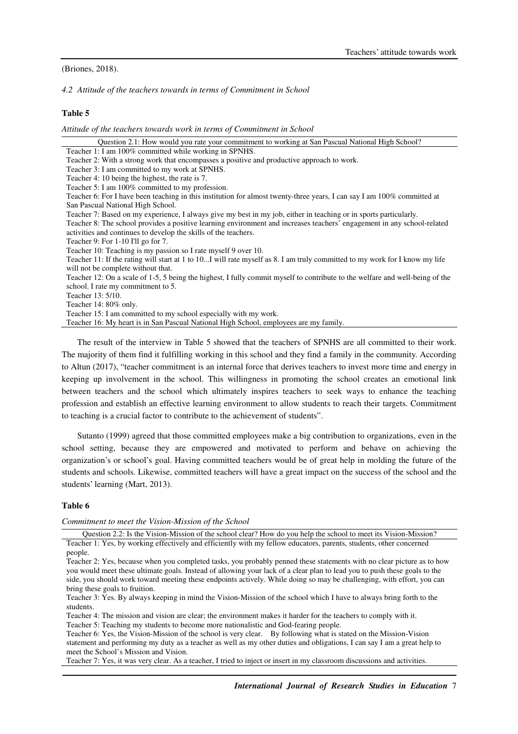(Briones, 2018).

*4.2 Attitude of the teachers towards in terms of Commitment in School*

**Table 5**

*Attitude of the teachers towards work in terms of Commitment in School*

| Question 2.1: How would you rate your commitment to working at San Pascual National High School? |
|---|
| Teacher 1: I am 100% committed while working in SPNHS. |
| Teacher 2: With a strong work that encompasses a positive and productive approach to work. |
| Teacher 3: I am committed to my work at SPNHS. |
| Teacher 4: 10 being the highest, the rate is 7. |
| Teacher 5: I am 100% committed to my profession. |
| Teacher 6: For I have been teaching in this institution for almost twenty-three years, I can say I am 100% committed at San Pascual National High School. |
| Teacher 7: Based on my experience, I always give my best in my job, either in teaching or in sports particularly. |
| Teacher 8: The school provides a positive learning environment and increases teachers' engagement in any school-related activities and continues to develop the skills of the teachers. |
| Teacher 9: For 1-10 I'll go for 7. |
| Teacher 10: Teaching is my passion so I rate myself 9 over 10. |
| Teacher 11: If the rating will start at 1 to 10...I will rate myself as 8. I am truly committed to my work for I know my life will not be complete without that. |
| Teacher 12: On a scale of 1-5, 5 being the highest, I fully commit myself to contribute to the welfare and well-being of the school. I rate my commitment to 5. |
| Teacher 13: 5/10. |
| Teacher 14: 80% only. |
| Teacher 15: I am committed to my school especially with my work. |
| Teacher 16: My heart is in San Pascual National High School, employees are my family. |

The result of the interview in Table 5 showed that the teachers of SPNHS are all committed to their work. The majority of them find it fulfilling working in this school and they find a family in the community. According to Altun (2017), "teacher commitment is an internal force that derives teachers to invest more time and energy in keeping up involvement in the school. This willingness in promoting the school creates an emotional link between teachers and the school which ultimately inspires teachers to seek ways to enhance the teaching profession and establish an effective learning environment to allow students to reach their targets. Commitment to teaching is a crucial factor to contribute to the achievement of students".

Sutanto (1999) agreed that those committed employees make a big contribution to organizations, even in the school setting, because they are empowered and motivated to perform and behave on achieving the organization's or school's goal. Having committed teachers would be of great help in molding the future of the students and schools. Likewise, committed teachers will have a great impact on the success of the school and the students' learning (Mart, 2013).

**Table 6**

*Commitment to meet the Vision-Mission of the School*

| Question 2.2: Is the Vision-Mission of the school clear? How do you help the school to meet its Vision-Mission? |
|---|
| Teacher 1: Yes, by working effectively and efficiently with my fellow educators, parents, students, other concerned people. |
| Teacher 2: Yes, because when you completed tasks, you probably penned these statements with no clear picture as to how you would meet these ultimate goals. Instead of allowing your lack of a clear plan to lead you to push these goals to the side, you should work toward meeting these endpoints actively. While doing so may be challenging, with effort, you can bring these goals to fruition. |
| Teacher 3: Yes. By always keeping in mind the Vision-Mission of the school which I have to always bring forth to the students. |
| Teacher 4: The mission and vision are clear; the environment makes it harder for the teachers to comply with it. |
| Teacher 5: Teaching my students to become more nationalistic and God-fearing people. |
| Teacher 6: Yes, the Vision-Mission of the school is very clear. By following what is stated on the Mission-Vision statement and performing my duty as a teacher as well as my other duties and obligations, I can say I am a great help to meet the School's Mission and Vision. |
| Teacher 7: Yes, it was very clear. As a teacher, I tried to inject or insert in my classroom discussions and activities. |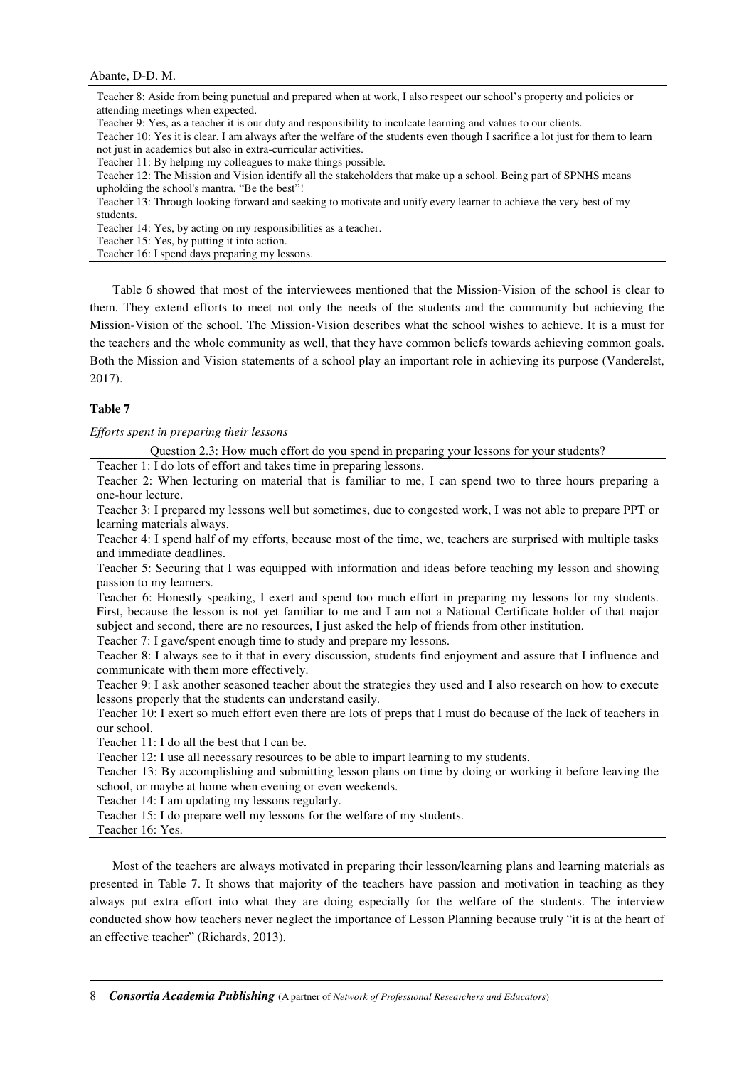| Teacher 8: Aside from being punctual and prepared when at work, I also respect our school's property and policies or attending meetings when expected. |
|---|
| Teacher 9: Yes, as a teacher it is our duty and responsibility to inculcate learning and values to our clients. |
| Teacher 10: Yes it is clear, I am always after the welfare of the students even though I sacrifice a lot just for them to learn not just in academics but also in extra-curricular activities. |
| Teacher 11: By helping my colleagues to make things possible. |
| Teacher 12: The Mission and Vision identify all the stakeholders that make up a school. Being part of SPNHS means upholding the school's mantra, "Be the best"! |
| Teacher 13: Through looking forward and seeking to motivate and unify every learner to achieve the very best of my students. |
| Teacher 14: Yes, by acting on my responsibilities as a teacher. |
| Teacher 15: Yes, by putting it into action. |
| Teacher 16: I spend days preparing my lessons. |

Table 6 showed that most of the interviewees mentioned that the Mission-Vision of the school is clear to them. They extend efforts to meet not only the needs of the students and the community but achieving the Mission-Vision of the school. The Mission-Vision describes what the school wishes to achieve. It is a must for the teachers and the whole community as well, that they have common beliefs towards achieving common goals. Both the Mission and Vision statements of a school play an important role in achieving its purpose (Vanderelst, 2017).

**Table 7**

*Efforts spent in preparing their lessons*

| Question 2.3: How much effort do you spend in preparing your lessons for your students? |
|---|
| Teacher 1: I do lots of effort and takes time in preparing lessons. |
| Teacher 2: When lecturing on material that is familiar to me, I can spend two to three hours preparing a one-hour lecture. |
| Teacher 3: I prepared my lessons well but sometimes, due to congested work, I was not able to prepare PPT or learning materials always. |
| Teacher 4: I spend half of my efforts, because most of the time, we, teachers are surprised with multiple tasks and immediate deadlines. |
| Teacher 5: Securing that I was equipped with information and ideas before teaching my lesson and showing passion to my learners. |
| Teacher 6: Honestly speaking, I exert and spend too much effort in preparing my lessons for my students. First, because the lesson is not yet familiar to me and I am not a National Certificate holder of that major subject and second, there are no resources, I just asked the help of friends from other institution. |
| Teacher 7: I gave/spent enough time to study and prepare my lessons. |
| Teacher 8: I always see to it that in every discussion, students find enjoyment and assure that I influence and communicate with them more effectively. |
| Teacher 9: I ask another seasoned teacher about the strategies they used and I also research on how to execute lessons properly that the students can understand easily. |
| Teacher 10: I exert so much effort even there are lots of preps that I must do because of the lack of teachers in our school. |
| Teacher 11: I do all the best that I can be. |
| Teacher 12: I use all necessary resources to be able to impart learning to my students. |
| Teacher 13: By accomplishing and submitting lesson plans on time by doing or working it before leaving the school, or maybe at home when evening or even weekends. |
| Teacher 14: I am updating my lessons regularly. |
| Teacher 15: I do prepare well my lessons for the welfare of my students. |
| Teacher 16: Yes. |

Most of the teachers are always motivated in preparing their lesson/learning plans and learning materials as presented in Table 7. It shows that majority of the teachers have passion and motivation in teaching as they always put extra effort into what they are doing especially for the welfare of the students. The interview conducted show how teachers never neglect the importance of Lesson Planning because truly "it is at the heart of an effective teacher" (Richards, 2013).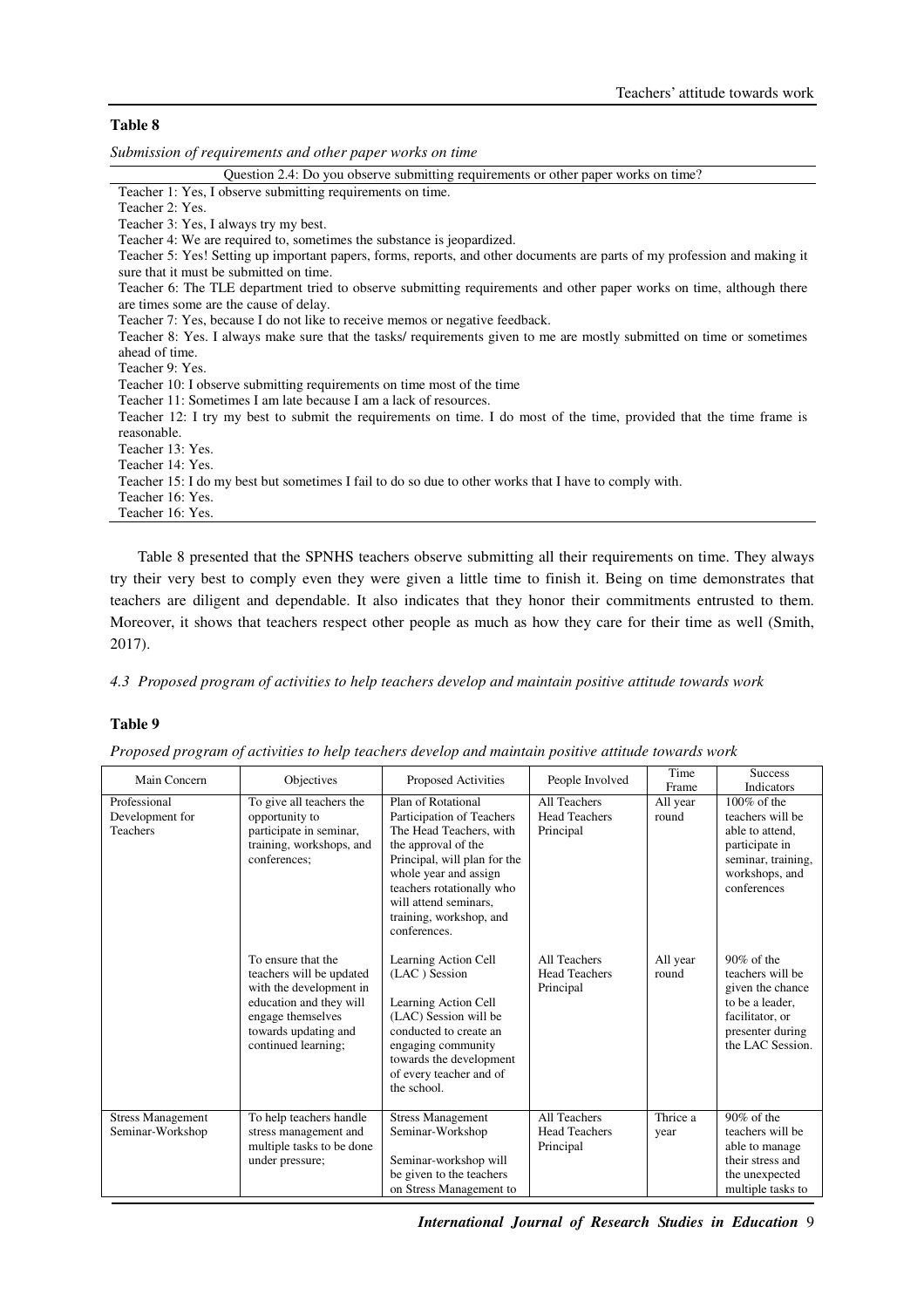**Table 8**

*Submission of requirements and other paper works on time*

| Question 2.4: Do you observe submitting requirements or other paper works on time? |
|---|
| Teacher 1: Yes, I observe submitting requirements on time. |
| Teacher 2: Yes. |
| Teacher 3: Yes, I always try my best. |
| Teacher 4: We are required to, sometimes the substance is jeopardized. |
| Teacher 5: Yes! Setting up important papers, forms, reports, and other documents are parts of my profession and making it sure that it must be submitted on time. |
| Teacher 6: The TLE department tried to observe submitting requirements and other paper works on time, although there are times some are the cause of delay. |
| Teacher 7: Yes, because I do not like to receive memos or negative feedback. |
| Teacher 8: Yes. I always make sure that the tasks/ requirements given to me are mostly submitted on time or sometimes ahead of time. |
| Teacher 9: Yes. |
| Teacher 10: I observe submitting requirements on time most of the time |
| Teacher 11: Sometimes I am late because I am a lack of resources. |
| Teacher 12: I try my best to submit the requirements on time. I do most of the time, provided that the time frame is reasonable. |
| Teacher 13: Yes. |
| Teacher 14: Yes. |
| Teacher 15: I do my best but sometimes I fail to do so due to other works that I have to comply with. |
| Teacher 16: Yes. |
| Teacher 16: Yes. |

Table 8 presented that the SPNHS teachers observe submitting all their requirements on time. They always try their very best to comply even they were given a little time to finish it. Being on time demonstrates that teachers are diligent and dependable. It also indicates that they honor their commitments entrusted to them. Moreover, it shows that teachers respect other people as much as how they care for their time as well (Smith, 2017).

*4.3 Proposed program of activities to help teachers develop and maintain positive attitude towards work*

**Table 9**

*Proposed program of activities to help teachers develop and maintain positive attitude towards work*

| Main Concern | Objectives | Proposed Activities | People Involved | Time Frame | Success Indicators |
|---|---|---|---|---|---|
| Professional Development for Teachers | To give all teachers the opportunity to participate in seminar, training, workshops, and conferences; | Plan of Rotational Participation of Teachers The Head Teachers, with the approval of the Principal, will plan for the whole year and assign teachers rotationally who will attend seminars, training, workshop, and conferences. | All Teachers Head Teachers Principal | All year round | 100% of the teachers will be able to attend, participate in seminar, training, workshops, and conferences |
| | To ensure that the teachers will be updated with the development in education and they will engage themselves towards updating and continued learning; | Learning Action Cell (LAC ) Session Learning Action Cell (LAC) Session will be conducted to create an engaging community towards the development of every teacher and of the school. | All Teachers Head Teachers Principal | All year round | 90% of the teachers will be given the chance to be a leader, facilitator, or presenter during the LAC Session. |
| Stress Management Seminar-Workshop | To help teachers handle stress management and multiple tasks to be done under pressure; | Stress Management Seminar-Workshop Seminar-workshop will be given to the teachers on Stress Management to | All Teachers Head Teachers Principal | Thrice a year | 90% of the teachers will be able to manage their stress and the unexpected multiple tasks to |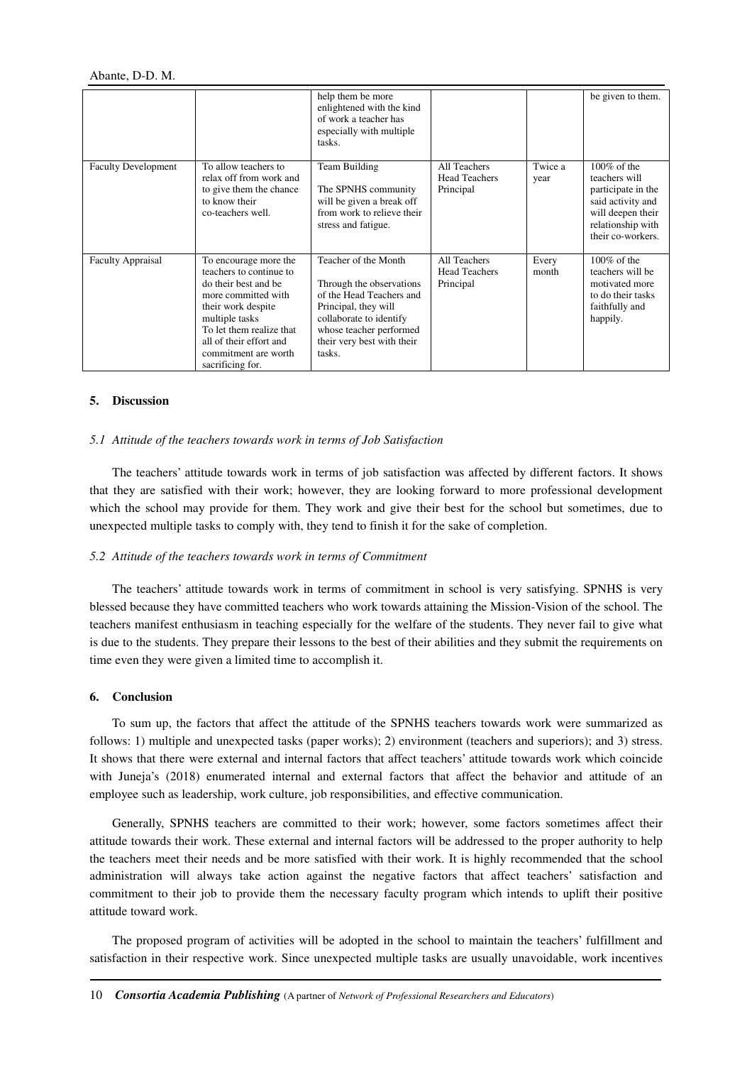| | | help them be more enlightened with the kind of work a teacher has especially with multiple tasks. | | | be given to them. |
|---|---|---|---|---|---|
| Faculty Development | To allow teachers to relax off from work and to give them the chance to know their co-teachers well. | Team Building<br><br>The SPNHS community will be given a break off from work to relieve their stress and fatigue. | All Teachers<br>Head Teachers<br>Principal | Twice a year | 100% of the teachers will participate in the said activity and will deepen their relationship with their co-workers. |
| Faculty Appraisal | To encourage more the teachers to continue to do their best and be more committed with their work despite multiple tasks<br>To let them realize that all of their effort and commitment are worth sacrificing for. | Teacher of the Month<br><br>Through the observations of the Head Teachers and Principal, they will collaborate to identify whose teacher performed their very best with their tasks. | All Teachers<br>Head Teachers<br>Principal | Every month | 100% of the teachers will be motivated more to do their tasks faithfully and happily. |

## 5. Discussion

### *5.1 Attitude of the teachers towards work in terms of Job Satisfaction*

The teachers' attitude towards work in terms of job satisfaction was affected by different factors. It shows that they are satisfied with their work; however, they are looking forward to more professional development which the school may provide for them. They work and give their best for the school but sometimes, due to unexpected multiple tasks to comply with, they tend to finish it for the sake of completion.

### *5.2 Attitude of the teachers towards work in terms of Commitment*

The teachers' attitude towards work in terms of commitment in school is very satisfying. SPNHS is very blessed because they have committed teachers who work towards attaining the Mission-Vision of the school. The teachers manifest enthusiasm in teaching especially for the welfare of the students. They never fail to give what is due to the students. They prepare their lessons to the best of their abilities and they submit the requirements on time even they were given a limited time to accomplish it.

## 6. Conclusion

To sum up, the factors that affect the attitude of the SPNHS teachers towards work were summarized as follows: 1) multiple and unexpected tasks (paper works); 2) environment (teachers and superiors); and 3) stress. It shows that there were external and internal factors that affect teachers' attitude towards work which coincide with Juneja's (2018) enumerated internal and external factors that affect the behavior and attitude of an employee such as leadership, work culture, job responsibilities, and effective communication.

Generally, SPNHS teachers are committed to their work; however, some factors sometimes affect their attitude towards their work. These external and internal factors will be addressed to the proper authority to help the teachers meet their needs and be more satisfied with their work. It is highly recommended that the school administration will always take action against the negative factors that affect teachers' satisfaction and commitment to their job to provide them the necessary faculty program which intends to uplift their positive attitude toward work.

The proposed program of activities will be adopted in the school to maintain the teachers' fulfillment and satisfaction in their respective work. Since unexpected multiple tasks are usually unavoidable, work incentives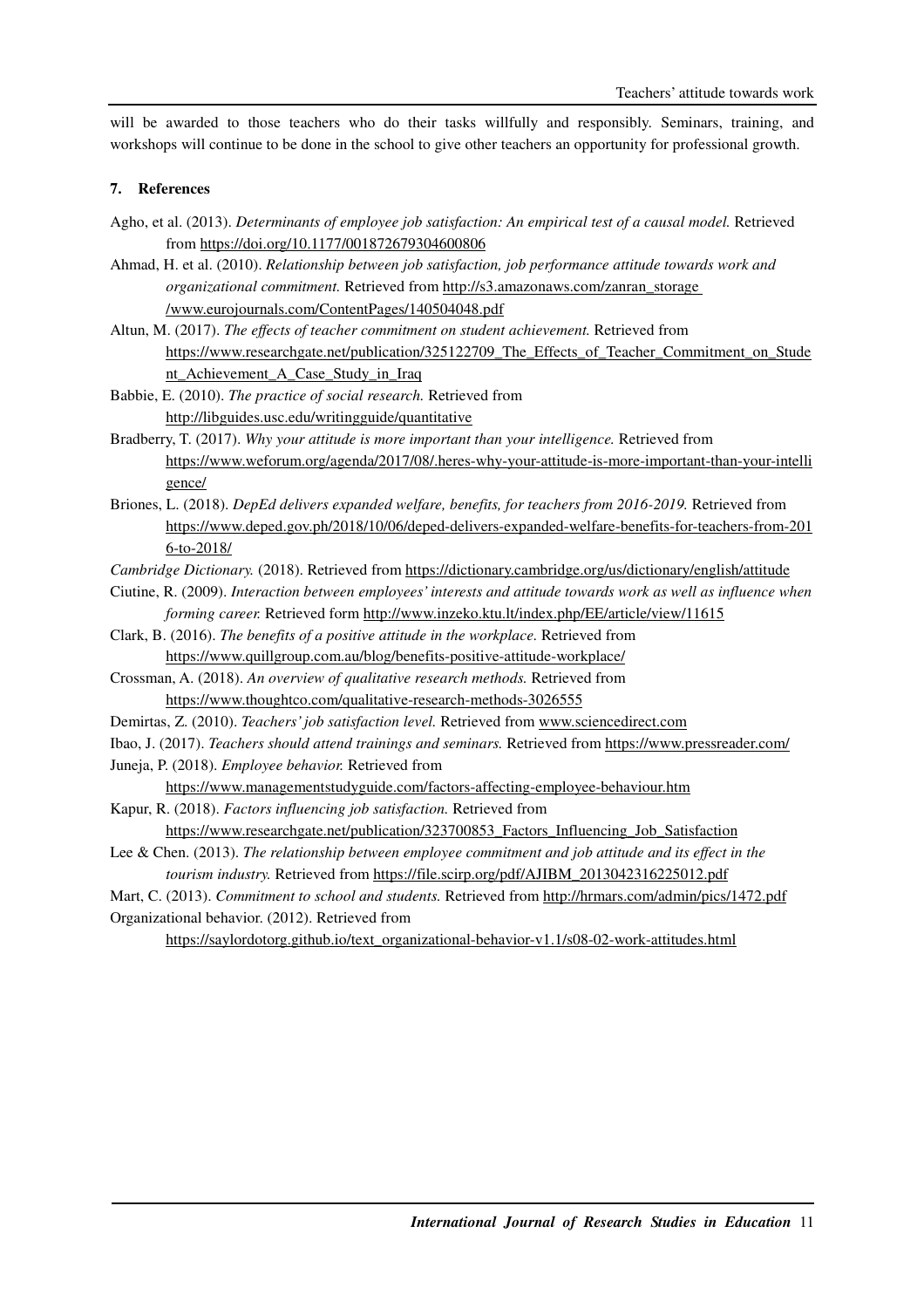will be awarded to those teachers who do their tasks willfully and responsibly. Seminars, training, and workshops will continue to be done in the school to give other teachers an opportunity for professional growth.

## 7. References

Agho, et al. (2013). *Determinants of employee job satisfaction: An empirical test of a causal model.* Retrieved from https://doi.org/10.1177/001872679304600806

Ahmad, H. et al. (2010). *Relationship between job satisfaction, job performance attitude towards work and organizational commitment.* Retrieved from http://s3.amazonaws.com/zanran_storage /www.eurojournals.com/ContentPages/140504048.pdf

Altun, M. (2017). *The effects of teacher commitment on student achievement.* Retrieved from https://www.researchgate.net/publication/325122709_The_Effects_of_Teacher_Commitment_on_Student_Achievement_A_Case_Study_in_Iraq

Babbie, E. (2010). *The practice of social research.* Retrieved from http://libguides.usc.edu/writingguide/quantitative

Bradberry, T. (2017). *Why your attitude is more important than your intelligence.* Retrieved from https://www.weforum.org/agenda/2017/08/.heres-why-your-attitude-is-more-important-than-your-intelligence/

Briones, L. (2018). *DepEd delivers expanded welfare, benefits, for teachers from 2016-2019.* Retrieved from https://www.deped.gov.ph/2018/10/06/deped-delivers-expanded-welfare-benefits-for-teachers-from-2016-to-2018/

*Cambridge Dictionary.* (2018). Retrieved from https://dictionary.cambridge.org/us/dictionary/english/attitude

Ciutine, R. (2009). *Interaction between employees' interests and attitude towards work as well as influence when forming career.* Retrieved form http://www.inzeko.ktu.lt/index.php/EE/article/view/11615

Clark, B. (2016). *The benefits of a positive attitude in the workplace.* Retrieved from https://www.quillgroup.com.au/blog/benefits-positive-attitude-workplace/

Crossman, A. (2018). *An overview of qualitative research methods.* Retrieved from https://www.thoughtco.com/qualitative-research-methods-3026555

Demirtas, Z. (2010). *Teachers' job satisfaction level.* Retrieved from www.sciencedirect.com

Ibao, J. (2017). *Teachers should attend trainings and seminars.* Retrieved from https://www.pressreader.com/

Juneja, P. (2018). *Employee behavior.* Retrieved from https://www.managementstudyguide.com/factors-affecting-employee-behaviour.htm

Kapur, R. (2018). *Factors influencing job satisfaction.* Retrieved from https://www.researchgate.net/publication/323700853_Factors_Influencing_Job_Satisfaction

Lee & Chen. (2013). *The relationship between employee commitment and job attitude and its effect in the tourism industry.* Retrieved from https://file.scirp.org/pdf/AJIBM_2013042316225012.pdf

Mart, C. (2013). *Commitment to school and students.* Retrieved from http://hrmars.com/admin/pics/1472.pdf

Organizational behavior. (2012). Retrieved from https://saylordotorg.github.io/text_organizational-behavior-v1.1/s08-02-work-attitudes.html